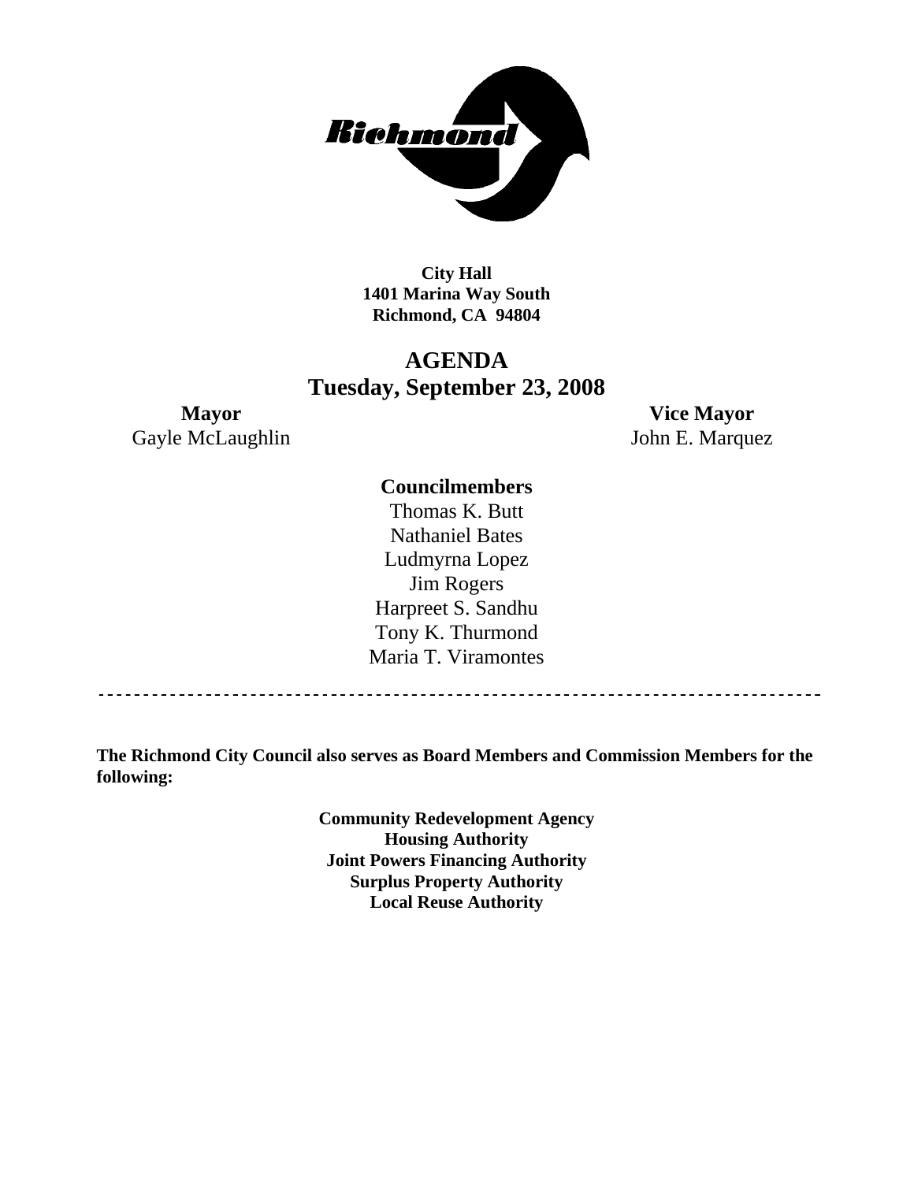**City Hall**
**1401 Marina Way South**
**Richmond, CA 94804**

# AGENDA
## Tuesday, September 23, 2008

**Mayor**
Gayle McLaughlin

**Vice Mayor**
John E. Marquez

**Councilmembers**

Thomas K. Butt
Nathaniel Bates
Ludmyrna Lopez
Jim Rogers
Harpreet S. Sandhu
Tony K. Thurmond
Maria T. Viramontes

---

**The Richmond City Council also serves as Board Members and Commission Members for the following:**

**Community Redevelopment Agency**
**Housing Authority**
**Joint Powers Financing Authority**
**Surplus Property Authority**
**Local Reuse Authority**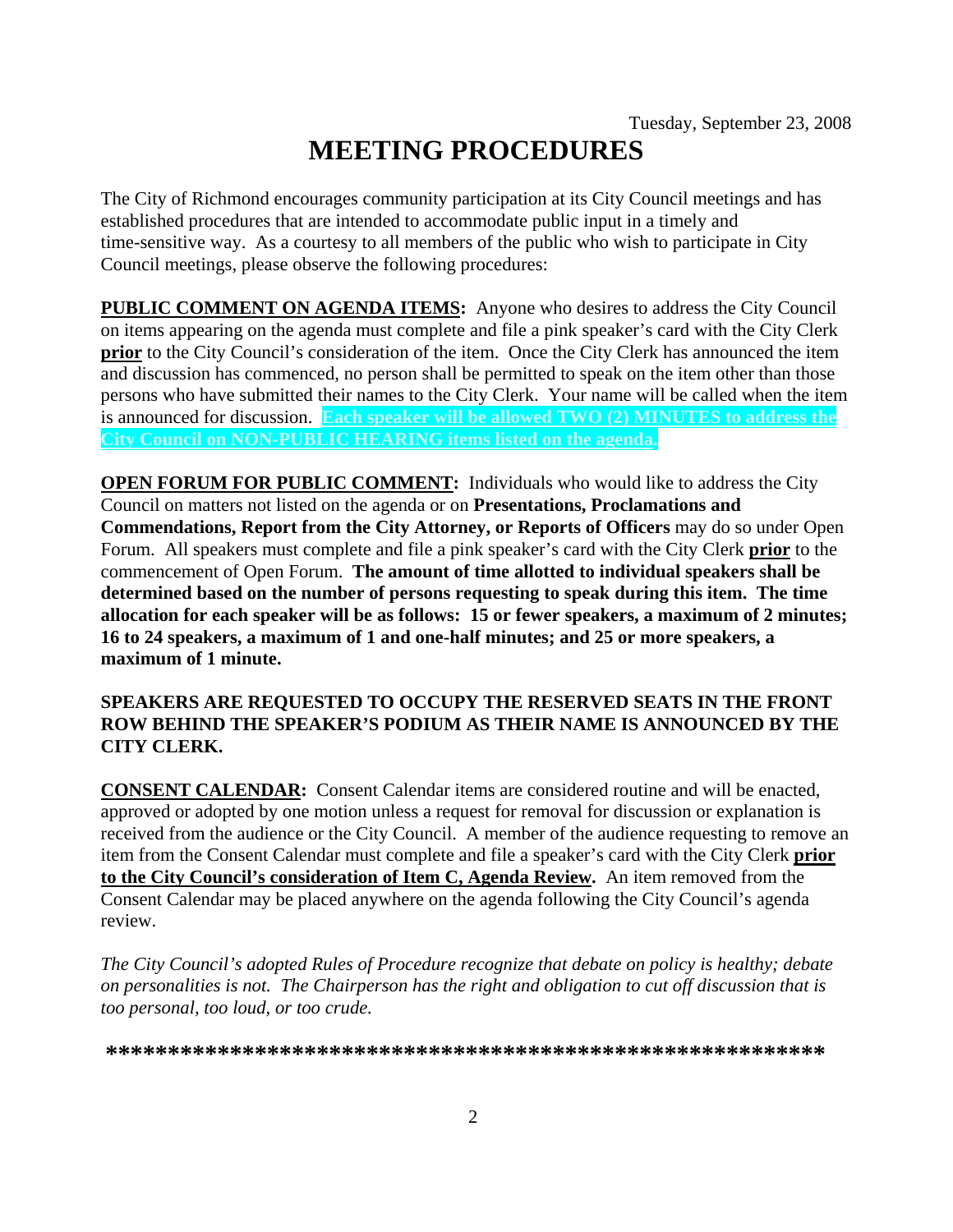Tuesday, September 23, 2008

# MEETING PROCEDURES

The City of Richmond encourages community participation at its City Council meetings and has established procedures that are intended to accommodate public input in a timely and time-sensitive way. As a courtesy to all members of the public who wish to participate in City Council meetings, please observe the following procedures:

**PUBLIC COMMENT ON AGENDA ITEMS:** Anyone who desires to address the City Council on items appearing on the agenda must complete and file a pink speaker's card with the City Clerk **prior** to the City Council's consideration of the item. Once the City Clerk has announced the item and discussion has commenced, no person shall be permitted to speak on the item other than those persons who have submitted their names to the City Clerk. Your name will be called when the item is announced for discussion. **Each speaker will be allowed TWO (2) MINUTES to address the City Council on NON-PUBLIC HEARING items listed on the agenda.**

**OPEN FORUM FOR PUBLIC COMMENT:** Individuals who would like to address the City Council on matters not listed on the agenda or on **Presentations, Proclamations and Commendations, Report from the City Attorney, or Reports of Officers** may do so under Open Forum. All speakers must complete and file a pink speaker's card with the City Clerk **prior** to the commencement of Open Forum. **The amount of time allotted to individual speakers shall be determined based on the number of persons requesting to speak during this item. The time allocation for each speaker will be as follows: 15 or fewer speakers, a maximum of 2 minutes; 16 to 24 speakers, a maximum of 1 and one-half minutes; and 25 or more speakers, a maximum of 1 minute.**

**SPEAKERS ARE REQUESTED TO OCCUPY THE RESERVED SEATS IN THE FRONT ROW BEHIND THE SPEAKER'S PODIUM AS THEIR NAME IS ANNOUNCED BY THE CITY CLERK.**

**CONSENT CALENDAR:** Consent Calendar items are considered routine and will be enacted, approved or adopted by one motion unless a request for removal for discussion or explanation is received from the audience or the City Council. A member of the audience requesting to remove an item from the Consent Calendar must complete and file a speaker's card with the City Clerk **prior to the City Council's consideration of Item C, Agenda Review.** An item removed from the Consent Calendar may be placed anywhere on the agenda following the City Council's agenda review.

*The City Council's adopted Rules of Procedure recognize that debate on policy is healthy; debate on personalities is not. The Chairperson has the right and obligation to cut off discussion that is too personal, too loud, or too crude.*

**\*\*\*\*\*\*\*\*\*\*\*\*\*\*\*\*\*\*\*\*\*\*\*\*\*\*\*\*\*\*\*\*\*\*\*\*\*\*\*\*\*\*\*\*\*\*\*\*\*\*\*\*\*\*\*\*\*\*\***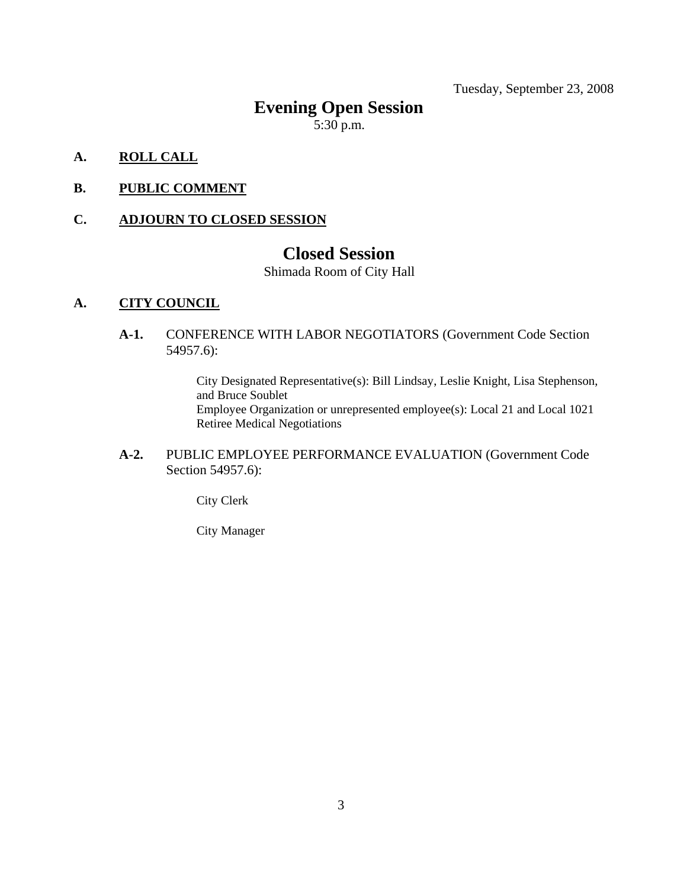Tuesday, September 23, 2008

# Evening Open Session

5:30 p.m.

**A. <u>ROLL CALL</u>**

**B. <u>PUBLIC COMMENT</u>**

**C. <u>ADJOURN TO CLOSED SESSION</u>**

# Closed Session

Shimada Room of City Hall

**A. <u>CITY COUNCIL</u>**

**A-1.** CONFERENCE WITH LABOR NEGOTIATORS (Government Code Section 54957.6):

City Designated Representative(s): Bill Lindsay, Leslie Knight, Lisa Stephenson, and Bruce Soublet
Employee Organization or unrepresented employee(s): Local 21 and Local 1021 Retiree Medical Negotiations

**A-2.** PUBLIC EMPLOYEE PERFORMANCE EVALUATION (Government Code Section 54957.6):

City Clerk

City Manager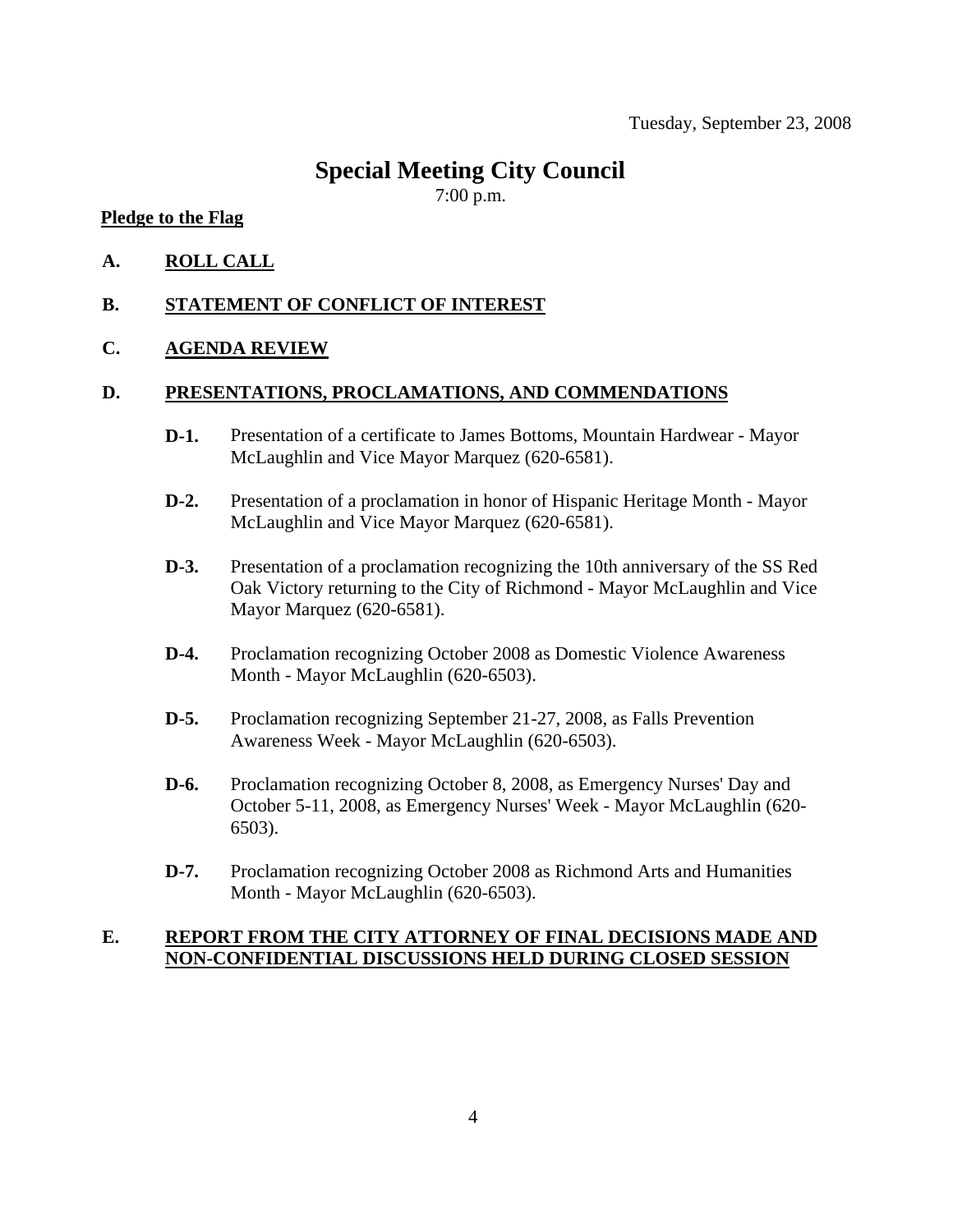Tuesday, September 23, 2008

# Special Meeting City Council

7:00 p.m.

**Pledge to the Flag**

**A. ROLL CALL**

**B. STATEMENT OF CONFLICT OF INTEREST**

**C. AGENDA REVIEW**

**D. PRESENTATIONS, PROCLAMATIONS, AND COMMENDATIONS**

**D-1.** Presentation of a certificate to James Bottoms, Mountain Hardwear - Mayor McLaughlin and Vice Mayor Marquez (620-6581).

**D-2.** Presentation of a proclamation in honor of Hispanic Heritage Month - Mayor McLaughlin and Vice Mayor Marquez (620-6581).

**D-3.** Presentation of a proclamation recognizing the 10th anniversary of the SS Red Oak Victory returning to the City of Richmond - Mayor McLaughlin and Vice Mayor Marquez (620-6581).

**D-4.** Proclamation recognizing October 2008 as Domestic Violence Awareness Month - Mayor McLaughlin (620-6503).

**D-5.** Proclamation recognizing September 21-27, 2008, as Falls Prevention Awareness Week - Mayor McLaughlin (620-6503).

**D-6.** Proclamation recognizing October 8, 2008, as Emergency Nurses' Day and October 5-11, 2008, as Emergency Nurses' Week - Mayor McLaughlin (620-6503).

**D-7.** Proclamation recognizing October 2008 as Richmond Arts and Humanities Month - Mayor McLaughlin (620-6503).

**E. REPORT FROM THE CITY ATTORNEY OF FINAL DECISIONS MADE AND NON-CONFIDENTIAL DISCUSSIONS HELD DURING CLOSED SESSION**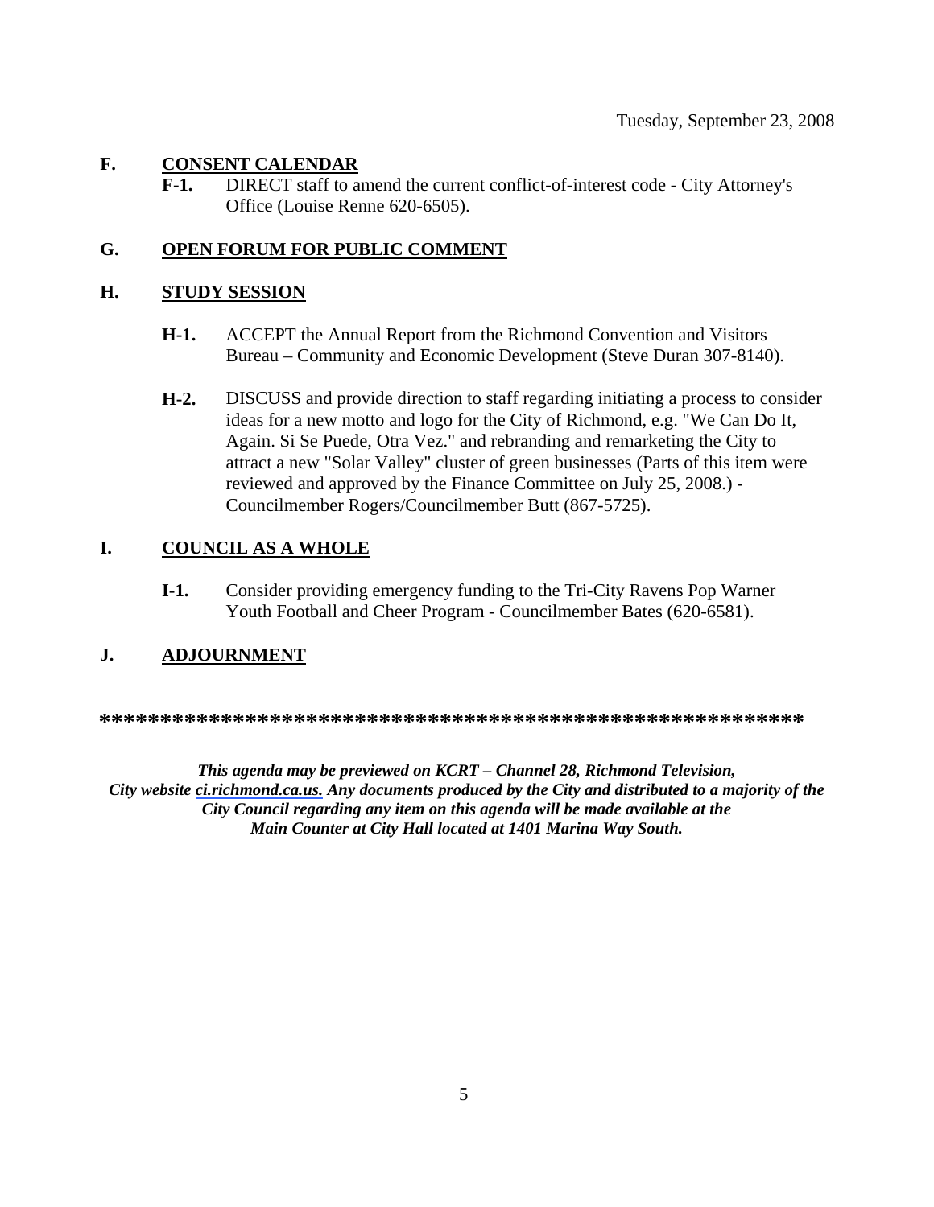Tuesday, September 23, 2008

## F. CONSENT CALENDAR

**F-1.** DIRECT staff to amend the current conflict-of-interest code - City Attorney's Office (Louise Renne 620-6505).

## G. OPEN FORUM FOR PUBLIC COMMENT

## H. STUDY SESSION

**H-1.** ACCEPT the Annual Report from the Richmond Convention and Visitors Bureau – Community and Economic Development (Steve Duran 307-8140).

**H-2.** DISCUSS and provide direction to staff regarding initiating a process to consider ideas for a new motto and logo for the City of Richmond, e.g. "We Can Do It, Again. Si Se Puede, Otra Vez." and rebranding and remarketing the City to attract a new "Solar Valley" cluster of green businesses (Parts of this item were reviewed and approved by the Finance Committee on July 25, 2008.) - Councilmember Rogers/Councilmember Butt (867-5725).

## I. COUNCIL AS A WHOLE

**I-1.** Consider providing emergency funding to the Tri-City Ravens Pop Warner Youth Football and Cheer Program - Councilmember Bates (620-6581).

## J. ADJOURNMENT

**************************************************************

***This agenda may be previewed on KCRT – Channel 28, Richmond Television, City website ci.richmond.ca.us. Any documents produced by the City and distributed to a majority of the City Council regarding any item on this agenda will be made available at the Main Counter at City Hall located at 1401 Marina Way South.***